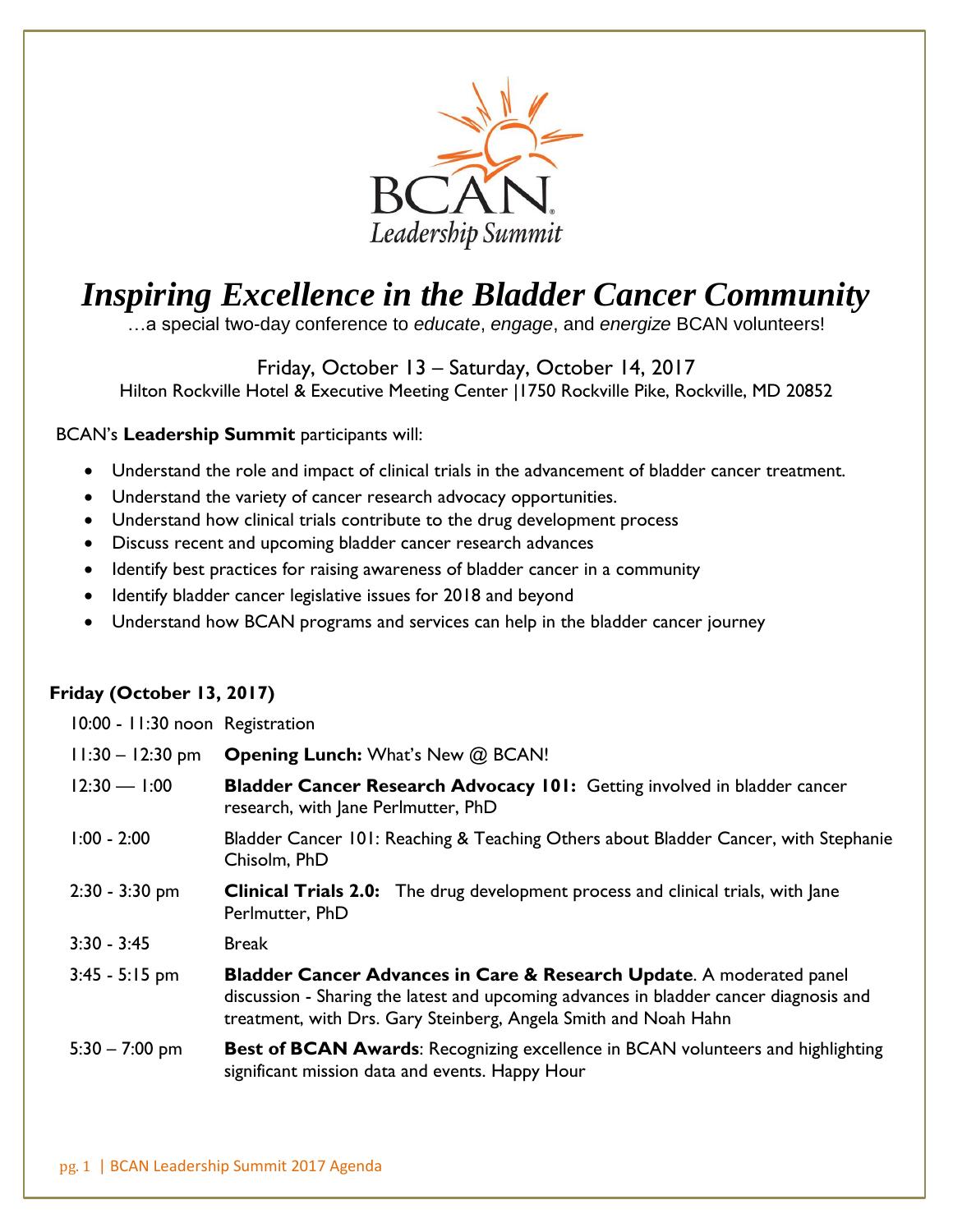BCAN
*Leadership Summit*

# *Inspiring Excellence in the Bladder Cancer Community*

…a special two-day conference to *educate*, *engage*, and *energize* BCAN volunteers!

Friday, October 13 – Saturday, October 14, 2017

Hilton Rockville Hotel & Executive Meeting Center |1750 Rockville Pike, Rockville, MD 20852

BCAN's **Leadership Summit** participants will:

- Understand the role and impact of clinical trials in the advancement of bladder cancer treatment.
- Understand the variety of cancer research advocacy opportunities.
- Understand how clinical trials contribute to the drug development process
- Discuss recent and upcoming bladder cancer research advances
- Identify best practices for raising awareness of bladder cancer in a community
- Identify bladder cancer legislative issues for 2018 and beyond
- Understand how BCAN programs and services can help in the bladder cancer journey

**Friday (October 13, 2017)**

| | |
|---|---|
| 10:00 - 11:30 noon | Registration |
| 11:30 – 12:30 pm | **Opening Lunch:** What's New @ BCAN! |
| 12:30 — 1:00 | **Bladder Cancer Research Advocacy 101:** Getting involved in bladder cancer research, with Jane Perlmutter, PhD |
| 1:00 - 2:00 | Bladder Cancer 101: Reaching & Teaching Others about Bladder Cancer, with Stephanie Chisolm, PhD |
| 2:30 - 3:30 pm | **Clinical Trials 2.0:** The drug development process and clinical trials, with Jane Perlmutter, PhD |
| 3:30 - 3:45 | Break |
| 3:45 - 5:15 pm | **Bladder Cancer Advances in Care & Research Update**. A moderated panel discussion - Sharing the latest and upcoming advances in bladder cancer diagnosis and treatment, with Drs. Gary Steinberg, Angela Smith and Noah Hahn |
| 5:30 – 7:00 pm | **Best of BCAN Awards**: Recognizing excellence in BCAN volunteers and highlighting significant mission data and events. Happy Hour |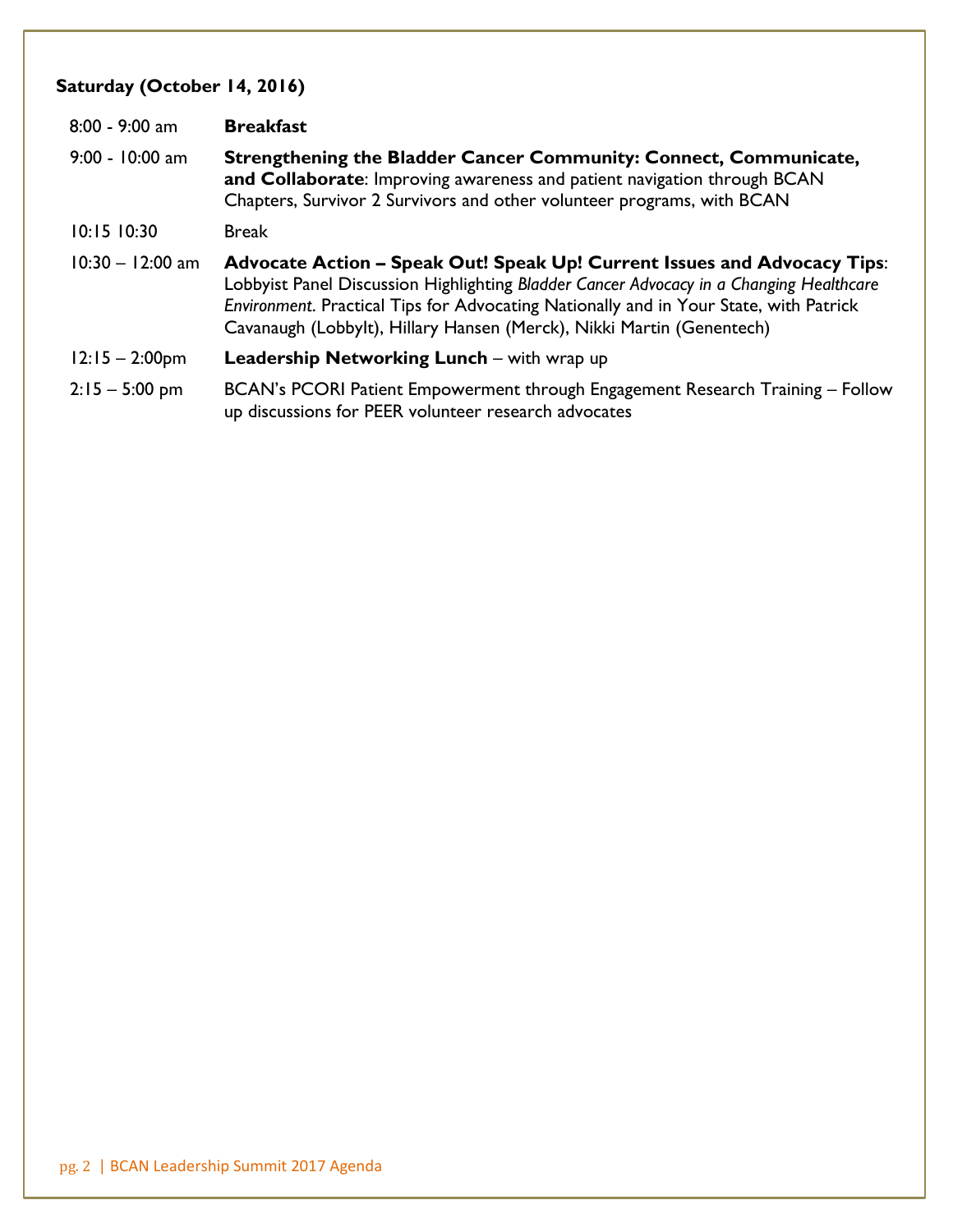**Saturday (October 14, 2016)**

| | |
|---|---|
| 8:00 - 9:00 am | **Breakfast** |
| 9:00 - 10:00 am | **Strengthening the Bladder Cancer Community: Connect, Communicate, and Collaborate**: Improving awareness and patient navigation through BCAN Chapters, Survivor 2 Survivors and other volunteer programs, with BCAN |
| 10:15 10:30 | Break |
| 10:30 – 12:00 am | **Advocate Action – Speak Out! Speak Up! Current Issues and Advocacy Tips**: Lobbyist Panel Discussion Highlighting *Bladder Cancer Advocacy in a Changing Healthcare Environment*. Practical Tips for Advocating Nationally and in Your State, with Patrick Cavanaugh (LobbyIt), Hillary Hansen (Merck), Nikki Martin (Genentech) |
| 12:15 – 2:00pm | **Leadership Networking Lunch** – with wrap up |
| 2:15 – 5:00 pm | BCAN's PCORI Patient Empowerment through Engagement Research Training – Follow up discussions for PEER volunteer research advocates |